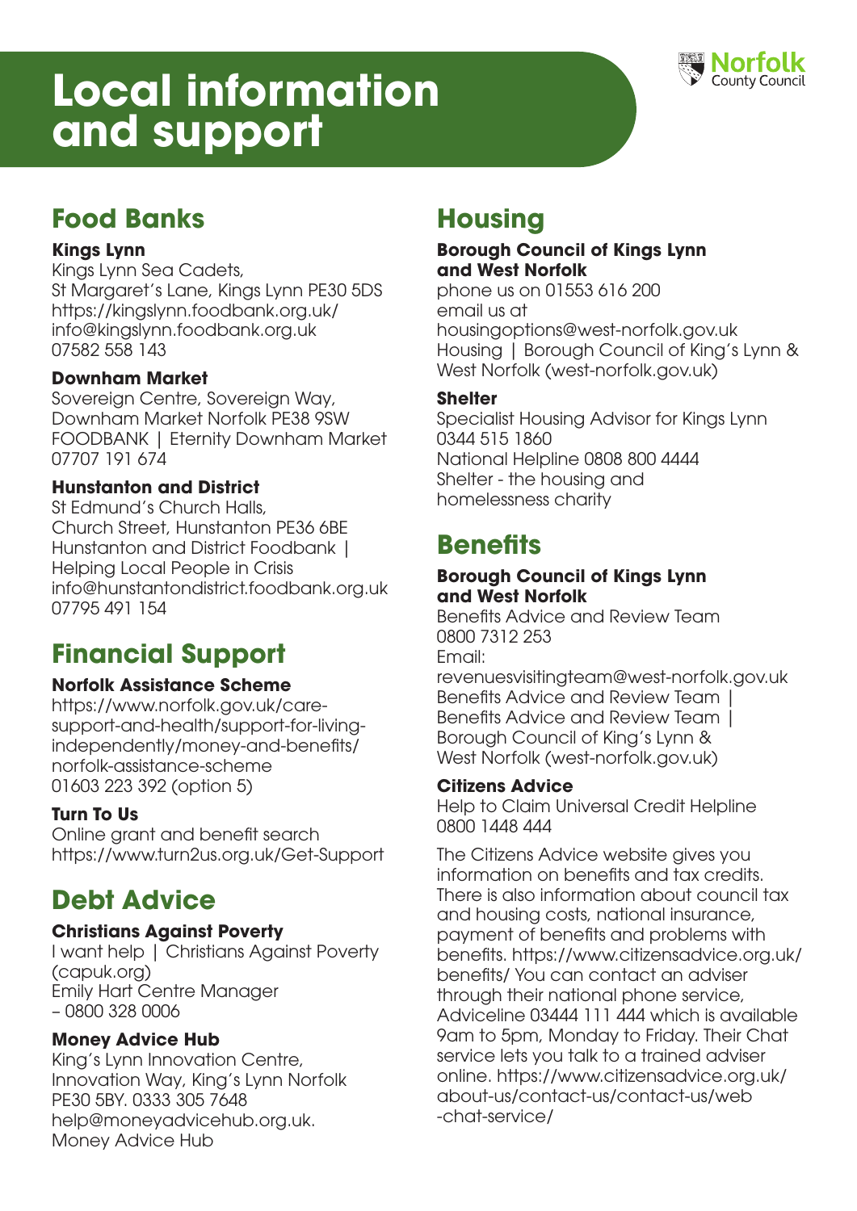# Local information and support

## Food Banks

**Kings Lynn**
Kings Lynn Sea Cadets,
St Margaret's Lane, Kings Lynn PE30 5DS
https://kingslynn.foodbank.org.uk/
info@kingslynn.foodbank.org.uk
07582 558 143

**Downham Market**
Sovereign Centre, Sovereign Way,
Downham Market Norfolk PE38 9SW
FOODBANK | Eternity Downham Market
07707 191 674

**Hunstanton and District**
St Edmund's Church Halls,
Church Street, Hunstanton PE36 6BE
Hunstanton and District Foodbank | Helping Local People in Crisis
info@hunstantondistrict.foodbank.org.uk
07795 491 154

## Financial Support

**Norfolk Assistance Scheme**
https://www.norfolk.gov.uk/care-support-and-health/support-for-living-independently/money-and-benefits/norfolk-assistance-scheme
01603 223 392 (option 5)

**Turn To Us**
Online grant and benefit search
https://www.turn2us.org.uk/Get-Support

## Debt Advice

**Christians Against Poverty**
I want help | Christians Against Poverty (capuk.org)
Emily Hart Centre Manager
– 0800 328 0006

**Money Advice Hub**
King's Lynn Innovation Centre,
Innovation Way, King's Lynn Norfolk
PE30 5BY. 0333 305 7648
help@moneyadvicehub.org.uk.
Money Advice Hub

## Housing

**Borough Council of Kings Lynn and West Norfolk**
phone us on 01553 616 200
email us at
housingoptions@west-norfolk.gov.uk
Housing | Borough Council of King's Lynn & West Norfolk (west-norfolk.gov.uk)

**Shelter**
Specialist Housing Advisor for Kings Lynn
0344 515 1860
National Helpline 0808 800 4444
Shelter - the housing and homelessness charity

## Benefits

**Borough Council of Kings Lynn and West Norfolk**
Benefits Advice and Review Team
0800 7312 253
Email:
revenuesvisitingteam@west-norfolk.gov.uk
Benefits Advice and Review Team | Benefits Advice and Review Team | Borough Council of King's Lynn & West Norfolk (west-norfolk.gov.uk)

**Citizens Advice**
Help to Claim Universal Credit Helpline
0800 1448 444

The Citizens Advice website gives you information on benefits and tax credits. There is also information about council tax and housing costs, national insurance, payment of benefits and problems with benefits. https://www.citizensadvice.org.uk/benefits/ You can contact an adviser through their national phone service, Adviceline 03444 111 444 which is available 9am to 5pm, Monday to Friday. Their Chat service lets you talk to a trained adviser online. https://www.citizensadvice.org.uk/about-us/contact-us/contact-us/web-chat-service/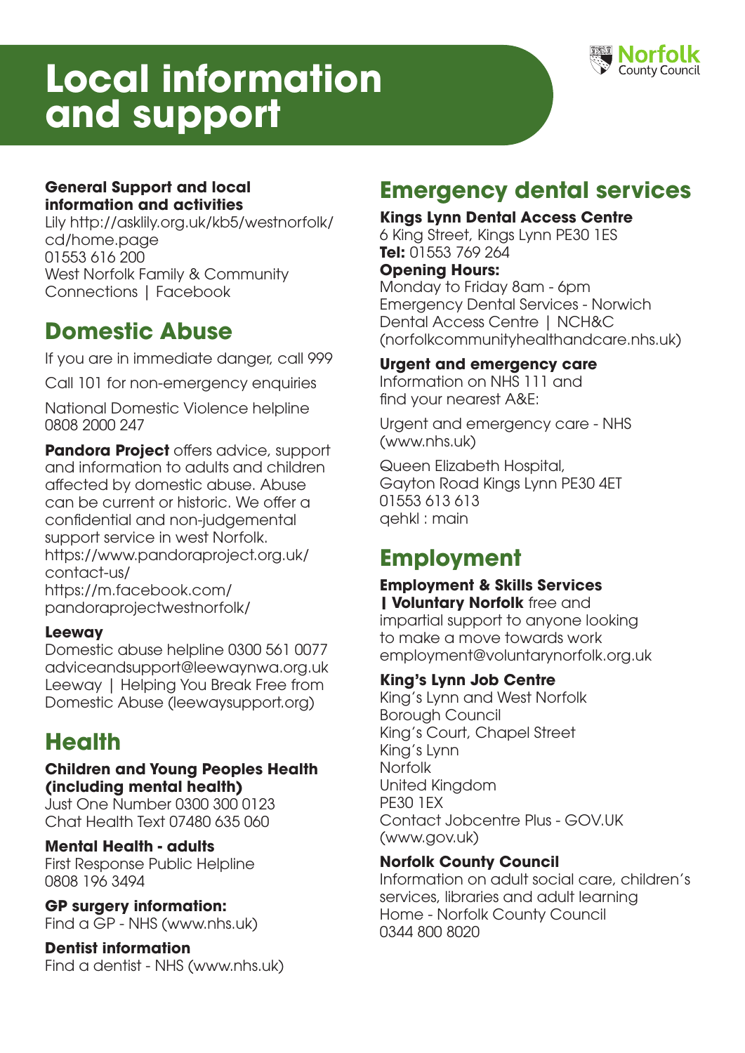# Local information and support

Norfolk County Council

**General Support and local information and activities**
Lily http://asklily.org.uk/kb5/westnorfolk/cd/home.page
01553 616 200
West Norfolk Family & Community Connections | Facebook

## Domestic Abuse

If you are in immediate danger, call 999

Call 101 for non-emergency enquiries

National Domestic Violence helpline 0808 2000 247

**Pandora Project** offers advice, support and information to adults and children affected by domestic abuse. Abuse can be current or historic. We offer a confidential and non-judgemental support service in west Norfolk.
https://www.pandoraproject.org.uk/contact-us/
https://m.facebook.com/pandoraprojectwestnorfolk/

**Leeway**
Domestic abuse helpline 0300 561 0077
adviceandsupport@leewaynwa.org.uk
Leeway | Helping You Break Free from Domestic Abuse (leewaysupport.org)

## Health

**Children and Young Peoples Health (including mental health)**
Just One Number 0300 300 0123
Chat Health Text 07480 635 060

**Mental Health - adults**
First Response Public Helpline
0808 196 3494

**GP surgery information:**
Find a GP - NHS (www.nhs.uk)

**Dentist information**
Find a dentist - NHS (www.nhs.uk)

## Emergency dental services

**Kings Lynn Dental Access Centre**
6 King Street, Kings Lynn PE30 1ES
**Tel:** 01553 769 264
**Opening Hours:**
Monday to Friday 8am - 6pm
Emergency Dental Services - Norwich Dental Access Centre | NCH&C (norfolkcommunityhealthandcare.nhs.uk)

**Urgent and emergency care**
Information on NHS 111 and find your nearest A&E:

Urgent and emergency care - NHS (www.nhs.uk)

Queen Elizabeth Hospital,
Gayton Road Kings Lynn PE30 4ET
01553 613 613
qehkl : main

## Employment

**Employment & Skills Services | Voluntary Norfolk** free and impartial support to anyone looking to make a move towards work
employment@voluntarynorfolk.org.uk

**King's Lynn Job Centre**
King's Lynn and West Norfolk Borough Council
King's Court, Chapel Street
King's Lynn
Norfolk
United Kingdom
PE30 1EX
Contact Jobcentre Plus - GOV.UK (www.gov.uk)

**Norfolk County Council**
Information on adult social care, children's services, libraries and adult learning
Home - Norfolk County Council
0344 800 8020